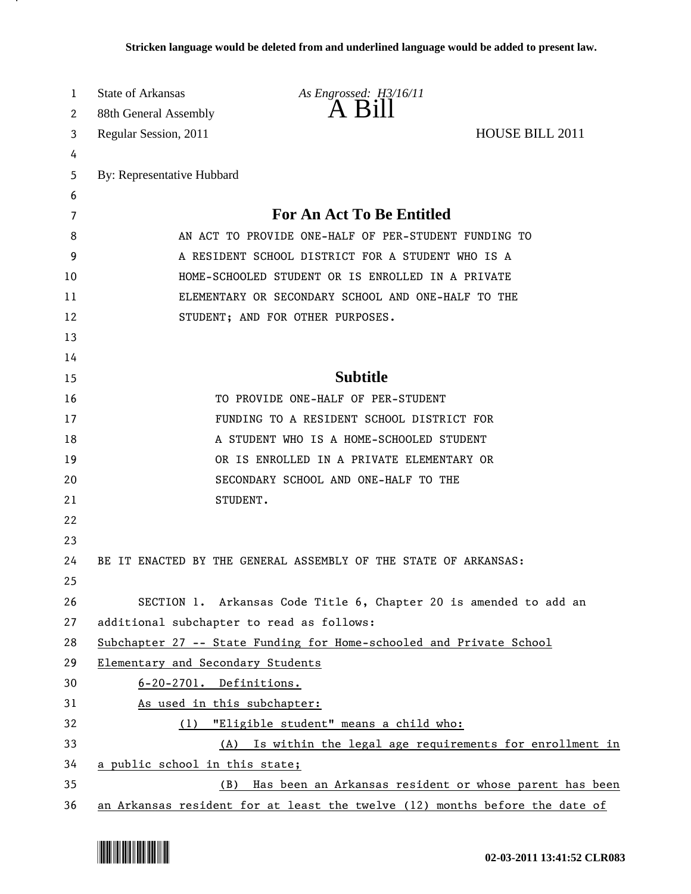Stricken language would be deleted from and underlined language would be added to present law.

State of Arkansas *As Engrossed: H3/16/11*
88th General Assembly **A Bill**
Regular Session, 2011 HOUSE BILL 2011

By: Representative Hubbard

## For An Act To Be Entitled

AN ACT TO PROVIDE ONE-HALF OF PER-STUDENT FUNDING TO A RESIDENT SCHOOL DISTRICT FOR A STUDENT WHO IS A HOME-SCHOOLED STUDENT OR IS ENROLLED IN A PRIVATE ELEMENTARY OR SECONDARY SCHOOL AND ONE-HALF TO THE STUDENT; AND FOR OTHER PURPOSES.

## Subtitle

TO PROVIDE ONE-HALF OF PER-STUDENT FUNDING TO A RESIDENT SCHOOL DISTRICT FOR A STUDENT WHO IS A HOME-SCHOOLED STUDENT OR IS ENROLLED IN A PRIVATE ELEMENTARY OR SECONDARY SCHOOL AND ONE-HALF TO THE STUDENT.

BE IT ENACTED BY THE GENERAL ASSEMBLY OF THE STATE OF ARKANSAS:

SECTION 1. Arkansas Code Title 6, Chapter 20 is amended to add an additional subchapter to read as follows:

Subchapter 27 -- State Funding for Home-schooled and Private School Elementary and Secondary Students

6-20-2701. Definitions.

As used in this subchapter:

(1) "Eligible student" means a child who:

(A) Is within the legal age requirements for enrollment in a public school in this state;

(B) Has been an Arkansas resident or whose parent has been an Arkansas resident for at least the twelve (12) months before the date of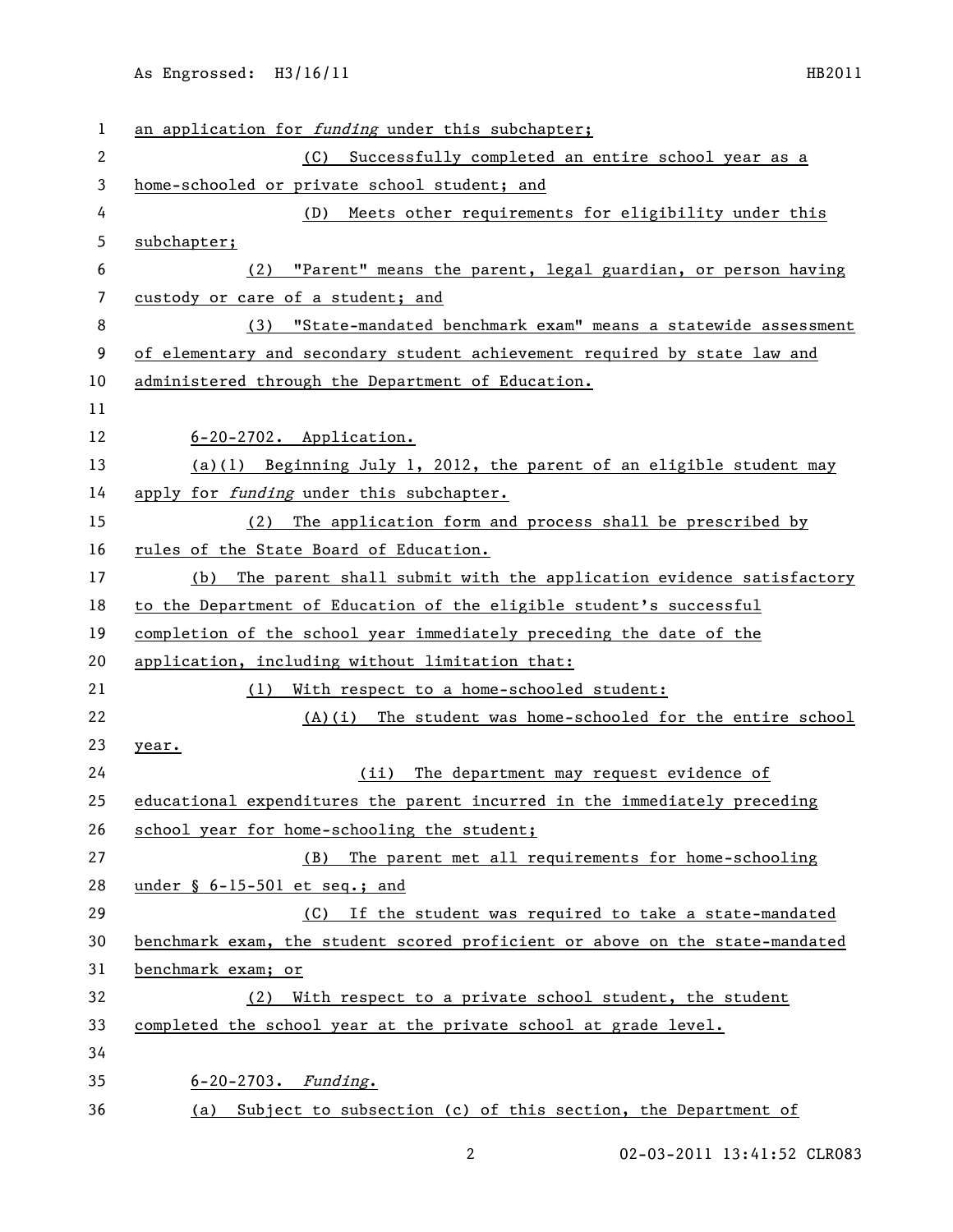an application for *funding* under this subchapter;

(C) Successfully completed an entire school year as a home-schooled or private school student; and

(D) Meets other requirements for eligibility under this subchapter;

(2) "Parent" means the parent, legal guardian, or person having custody or care of a student; and

(3) "State-mandated benchmark exam" means a statewide assessment of elementary and secondary student achievement required by state law and administered through the Department of Education.

6-20-2702. Application.

(a)(1) Beginning July 1, 2012, the parent of an eligible student may apply for *funding* under this subchapter.

(2) The application form and process shall be prescribed by rules of the State Board of Education.

(b) The parent shall submit with the application evidence satisfactory to the Department of Education of the eligible student's successful completion of the school year immediately preceding the date of the application, including without limitation that:

(1) With respect to a home-schooled student:

(A)(i) The student was home-schooled for the entire school year.

(ii) The department may request evidence of educational expenditures the parent incurred in the immediately preceding school year for home-schooling the student;

(B) The parent met all requirements for home-schooling under § 6-15-501 et seq.; and

(C) If the student was required to take a state-mandated benchmark exam, the student scored proficient or above on the state-mandated benchmark exam; or

(2) With respect to a private school student, the student completed the school year at the private school at grade level.

6-20-2703. *Funding*.

(a) Subject to subsection (c) of this section, the Department of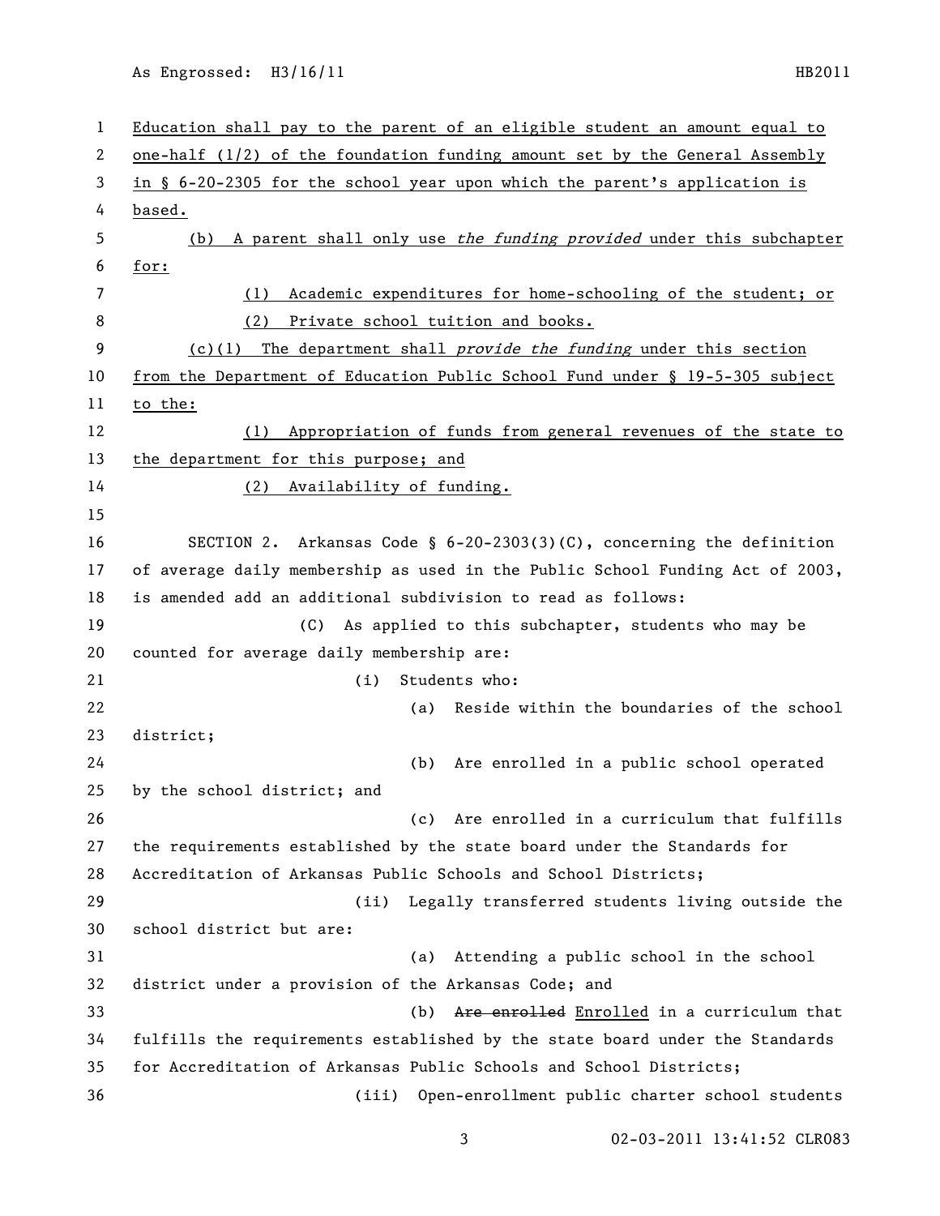Education shall pay to the parent of an eligible student an amount equal to one-half (1/2) of the foundation funding amount set by the General Assembly in § 6-20-2305 for the school year upon which the parent's application is based.

(b) A parent shall only use *the funding provided* under this subchapter for:

(1) Academic expenditures for home-schooling of the student; or

(2) Private school tuition and books.

(c)(1) The department shall *provide the funding* under this section from the Department of Education Public School Fund under § 19-5-305 subject to the:

(1) Appropriation of funds from general revenues of the state to the department for this purpose; and

(2) Availability of funding.

SECTION 2. Arkansas Code § 6-20-2303(3)(C), concerning the definition of average daily membership as used in the Public School Funding Act of 2003, is amended add an additional subdivision to read as follows:

(C) As applied to this subchapter, students who may be counted for average daily membership are:

(i) Students who:

(a) Reside within the boundaries of the school district;

(b) Are enrolled in a public school operated by the school district; and

(c) Are enrolled in a curriculum that fulfills the requirements established by the state board under the Standards for Accreditation of Arkansas Public Schools and School Districts;

(ii) Legally transferred students living outside the school district but are:

(a) Attending a public school in the school district under a provision of the Arkansas Code; and

(b) ~~Are enrolled~~ Enrolled in a curriculum that fulfills the requirements established by the state board under the Standards for Accreditation of Arkansas Public Schools and School Districts;

(iii) Open-enrollment public charter school students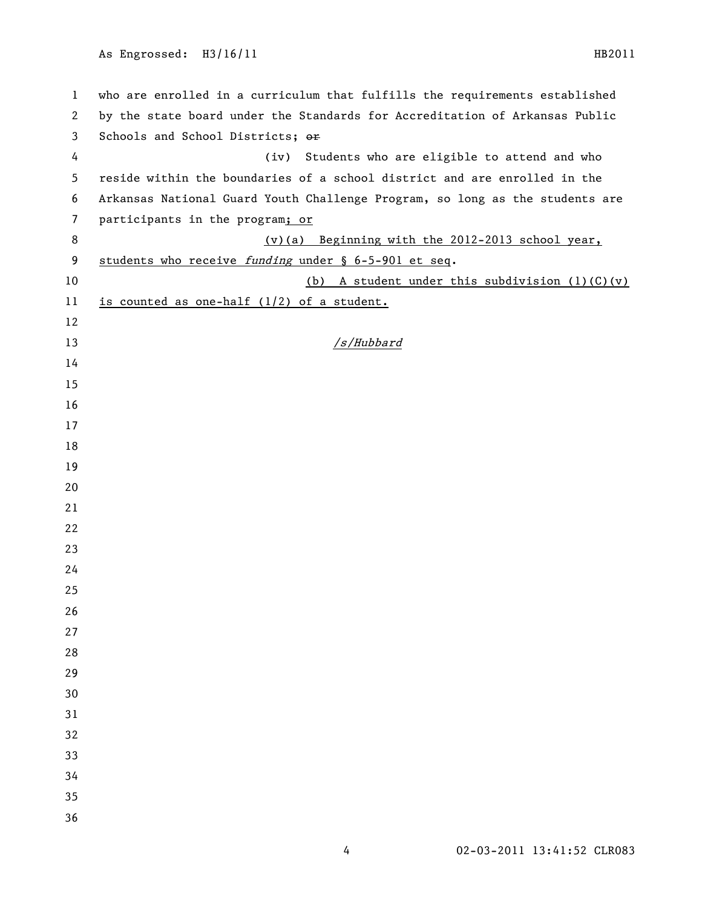who are enrolled in a curriculum that fulfills the requirements established by the state board under the Standards for Accreditation of Arkansas Public Schools and School Districts; ~~or~~

(iv) Students who are eligible to attend and who reside within the boundaries of a school district and are enrolled in the Arkansas National Guard Youth Challenge Program, so long as the students are participants in the program<u>; or</u>

<u>(v)(a) Beginning with the 2012-2013 school year, students who receive *funding* under § 6-5-901 et seq</u>.

<u>(b) A student under this subdivision (1)(C)(v) is counted as one-half (1/2) of a student.</u>

*<u>/s/Hubbard</u>*